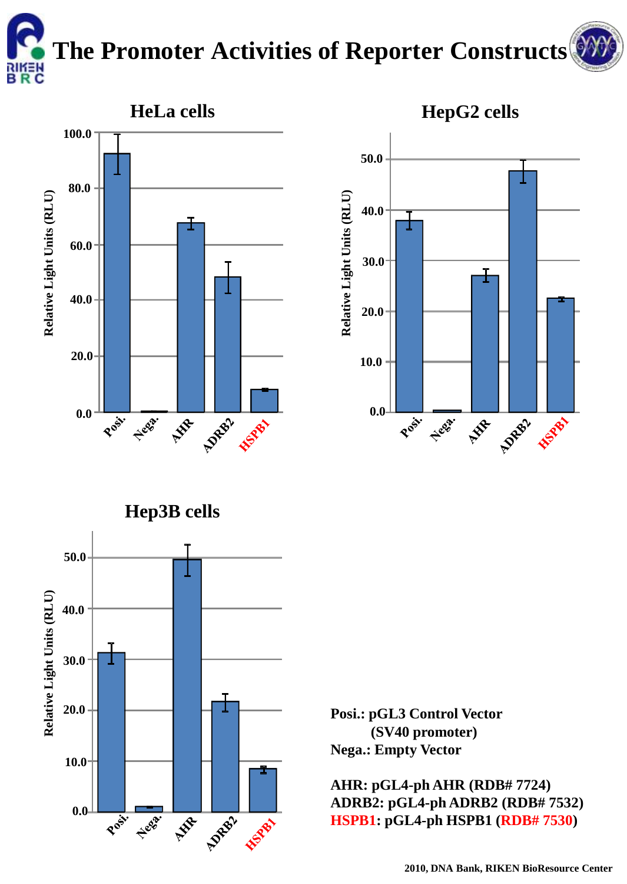# The Promoter Activities of Reporter Constructs

### HeLa cells

Relative Light Units (RLU)

100.0, 80.0, 60.0, 40.0, 20.0, 0.0

Posi. Nega. AHR ADRB2 HSPB1

### HepG2 cells

Relative Light Units (RLU)

50.0, 40.0, 30.0, 20.0, 10.0, 0.0

Posi. Nega. AHR ADRB2 HSPB1

### Hep3B cells

Relative Light Units (RLU)

50.0, 40.0, 30.0, 20.0, 10.0, 0.0

Posi. Nega. AHR ADRB2 HSPB1

**Posi.: pGL3 Control Vector**
**(SV40 promoter)**
**Nega.: Empty Vector**

**AHR: pGL4-ph AHR (RDB# 7724)**
**ADRB2: pGL4-ph ADRB2 (RDB# 7532)**
**HSPB1: pGL4-ph HSPB1 (RDB# 7530)**

2010, DNA Bank, RIKEN BioResource Center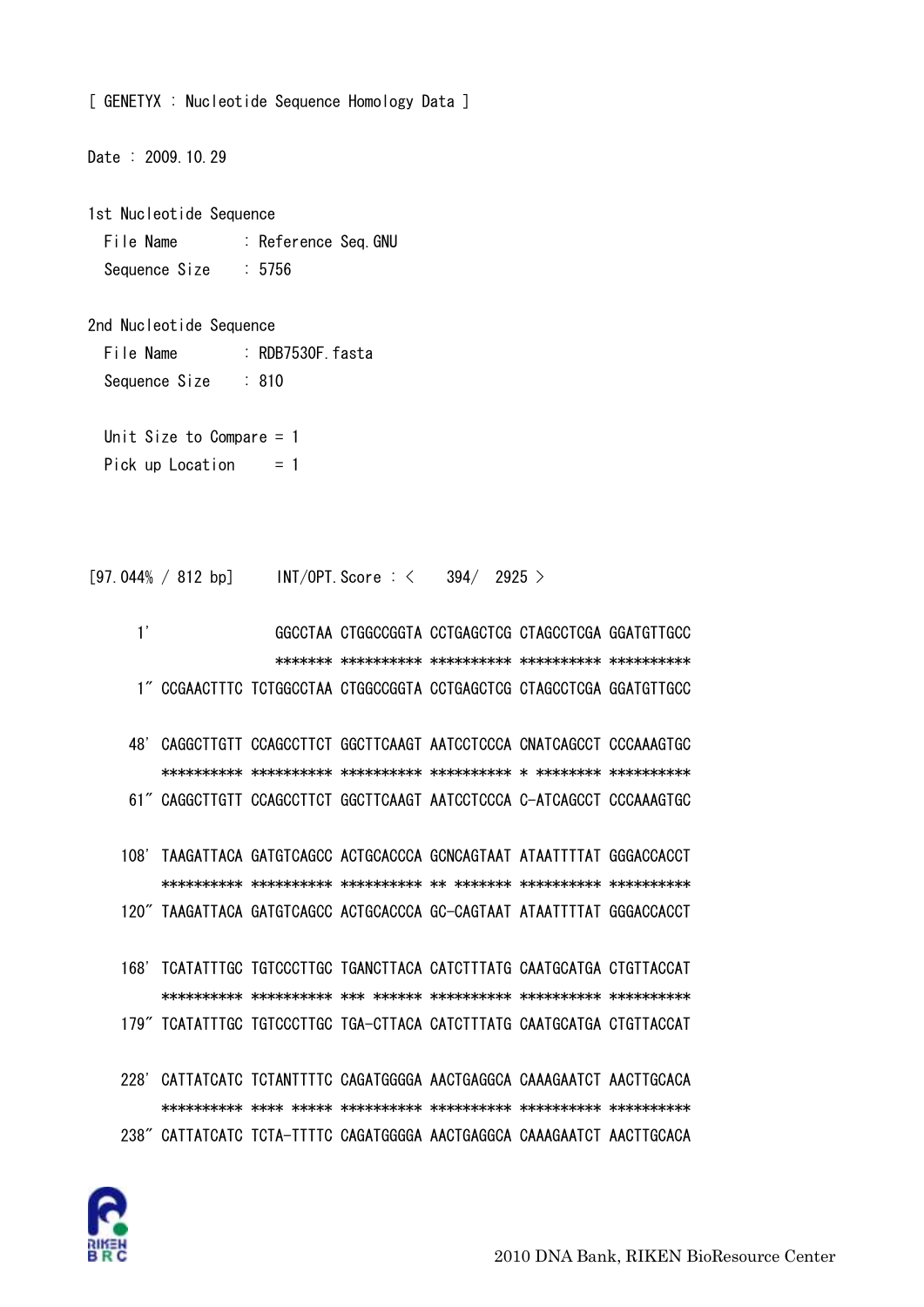[ GENETYX : Nucleotide Sequence Homology Data ]

Date : 2009.10.29

1st Nucleotide Sequence
  File Name       : Reference Seq.GNU
  Sequence Size   : 5756

2nd Nucleotide Sequence
  File Name       : RDB7530F.fasta
  Sequence Size   : 810

  Unit Size to Compare = 1
  Pick up Location     = 1

```
[97.044% / 812 bp]    INT/OPT.Score : <    394/  2925 >

     1'               GGCCTAA CTGGCCGGTA CCTGAGCTCG CTAGCCTCGA GGATGTTGCC
                      ******* ********** ********** ********** **********
     1" CCGAACTTTC TCTGGCCTAA CTGGCCGGTA CCTGAGCTCG CTAGCCTCGA GGATGTTGCC

    48' CAGGCTTGTT CCAGCCTTCT GGCTTCAAGT AATCCTCCCA CNATCAGCCT CCCAAAGTGC
        ********** ********** ********** ********** * ******** **********
    61" CAGGCTTGTT CCAGCCTTCT GGCTTCAAGT AATCCTCCCA C-ATCAGCCT CCCAAAGTGC

   108' TAAGATTACA GATGTCAGCC ACTGCACCCA GCNCAGTAAT ATAATTTTAT GGGACCACCT
        ********** ********** ********** ** ******* ********** **********
   120" TAAGATTACA GATGTCAGCC ACTGCACCCA GC-CAGTAAT ATAATTTTAT GGGACCACCT

   168' TCATATTTGC TGTCCCTTGC TGANCTTACA CATCTTTATG CAATGCATGA CTGTTACCAT
        ********** ********** *** ****** ********** ********** **********
   179" TCATATTTGC TGTCCCTTGC TGA-CTTACA CATCTTTATG CAATGCATGA CTGTTACCAT

   228' CATTATCATC TCTANTTTTC CAGATGGGGA AACTGAGGCA CAAAGAATCT AACTTGCACA
        ********** **** ***** ********** ********** ********** **********
   238" CATTATCATC TCTA-TTTTC CAGATGGGGA AACTGAGGCA CAAAGAATCT AACTTGCACA
```

2010 DNA Bank, RIKEN BioResource Center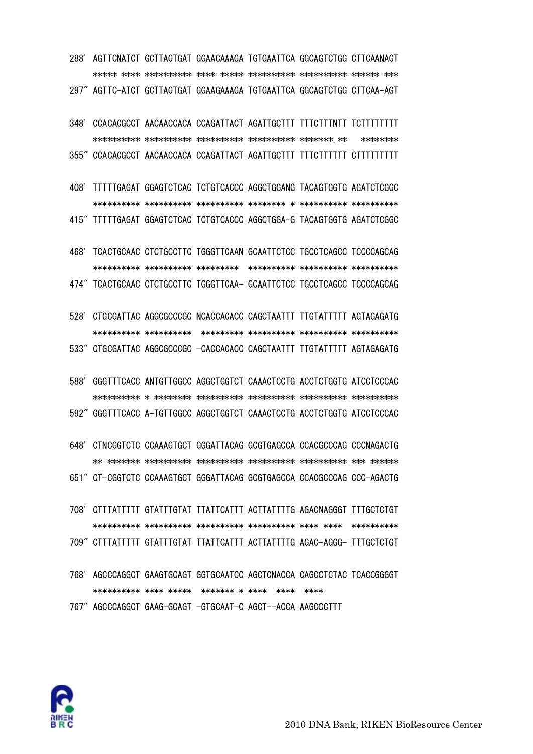```
288' AGTTCNATCT GCTTAGTGAT GGAACAAAGA TGTGAATTCA GGCAGTCTGG CTTCAANAGT
     ***** **** ********** **** ***** ********** ********** ****** ***
297" AGTTC-ATCT GCTTAGTGAT GGAAGAAAGA TGTGAATTCA GGCAGTCTGG CTTCAA-AGT

348' CCACACGCCT AACAACCACA CCAGATTACT AGATTGCTTT TTTCTTTNTT TCTTTTTTTT
     ********** ********** ********** ********** *******.**   ********
355" CCACACGCCT AACAACCACA CCAGATTACT AGATTGCTTT TTTCTTTTTT CTTTTTTTTT

408' TTTTTGAGAT GGAGTCTCAC TCTGTCACCC AGGCTGGANG TACAGTGGTG AGATCTCGGC
     ********** ********** ********** ******** * ********** **********
415" TTTTTGAGAT GGAGTCTCAC TCTGTCACCC AGGCTGGA-G TACAGTGGTG AGATCTCGGC

468' TCACTGCAAC CTCTGCCTTC TGGGTTCAAN GCAATTCTCC TGCCTCAGCC TCCCCAGCAG
     ********** ********** *********  ********** ********** **********
474" TCACTGCAAC CTCTGCCTTC TGGGTTCAA- GCAATTCTCC TGCCTCAGCC TCCCCAGCAG

528' CTGCGATTAC AGGCGCCCGC NCACCACACC CAGCTAATTT TTGTATTTTT AGTAGAGATG
     ********** **********  ********* ********** ********** **********
533" CTGCGATTAC AGGCGCCCGC -CACCACACC CAGCTAATTT TTGTATTTTT AGTAGAGATG

588' GGGTTTCACC ANTGTTGGCC AGGCTGGTCT CAAACTCCTG ACCTCTGGTG ATCCTCCCAC
     ********** * ******** ********** ********** ********** **********
592" GGGTTTCACC A-TGTTGGCC AGGCTGGTCT CAAACTCCTG ACCTCTGGTG ATCCTCCCAC

648' CTNCGGTCTC CCAAAGTGCT GGGATTACAG GCGTGAGCCA CCACGCCCAG CCCNAGACTG
     ** ******* ********** ********** ********** ********** *** ******
651" CT-CGGTCTC CCAAAGTGCT GGGATTACAG GCGTGAGCCA CCACGCCCAG CCC-AGACTG

708' CTTTATTTTT GTATTTGTAT TTATTCATTT ACTTATTTTG AGACNAGGGT TTTGCTCTGT
     ********** ********** ********** ********** **** ****  **********
709" CTTTATTTTT GTATTTGTAT TTATTCATTT ACTTATTTTG AGAC-AGGG- TTTGCTCTGT

768' AGCCCAGGCT GAAGTGCAGT GGTGCAATCC AGCTCNACCA CAGCCTCTAC TCACCGGGGT
     ********** **** *****  ******* * ****   ****   ****
767" AGCCCAGGCT GAAG-GCAGT -GTGCAAT-C AGCT--ACCA AAGCCCTTT
```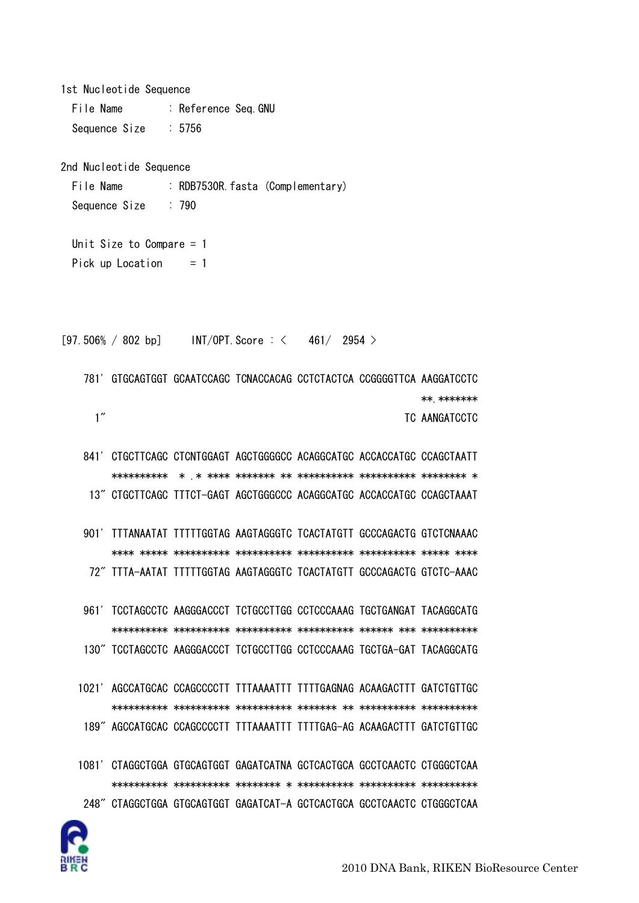1st Nucleotide Sequence

File Name : Reference Seq.GNU

Sequence Size : 5756

2nd Nucleotide Sequence

File Name : RDB7530R.fasta (Complementary)

Sequence Size : 790

Unit Size to Compare = 1

Pick up Location = 1

[97.506% / 802 bp]     INT/OPT.Score : <  461/  2954 >

```
 781' GTGCAGTGGT GCAATCCAGC TCNACCACAG CCTCTACTCA CCGGGGTTCA AAGGATCCTC
                                                          **.*******
   1"                                                     TC AANGATCCTC

 841' CTGCTTCAGC CTCNTGGAGT AGCTGGGGCC ACAGGCATGC ACCACCATGC CCAGCTAATT
      ********** * .* **** ******* ** ********** ********** ******** *
  13" CTGCTTCAGC TTTCT-GAGT AGCTGGGCCC ACAGGCATGC ACCACCATGC CCAGCTAAAT

 901' TTTANAATAT TTTTTGGTAG AAGTAGGGTC TCACTATGTT GCCCAGACTG GTCTCNAAAC
      **** ***** ********** ********** ********** ********** ***** ****
  72" TTTA-AATAT TTTTTGGTAG AAGTAGGGTC TCACTATGTT GCCCAGACTG GTCTC-AAAC

 961' TCCTAGCCTC AAGGGACCCT TCTGCCTTGG CCTCCCAAAG TGCTGANGAT TACAGGCATG
      ********** ********** ********** ********** ****** *** **********
 130" TCCTAGCCTC AAGGGACCCT TCTGCCTTGG CCTCCCAAAG TGCTGA-GAT TACAGGCATG

1021' AGCCATGCAC CCAGCCCCTT TTTAAAATTT TTTTGAGNAG ACAAGACTTT GATCTGTTGC
      ********** ********** ********** ******* ** ********** **********
 189" AGCCATGCAC CCAGCCCCTT TTTAAAATTT TTTTGAG-AG ACAAGACTTT GATCTGTTGC

1081' CTAGGCTGGA GTGCAGTGGT GAGATCATNA GCTCACTGCA GCCTCAACTC CTGGGCTCAA
      ********** ********** ******** * ********** ********** **********
 248" CTAGGCTGGA GTGCAGTGGT GAGATCAT-A GCTCACTGCA GCCTCAACTC CTGGGCTCAA
```

2010 DNA Bank, RIKEN BioResource Center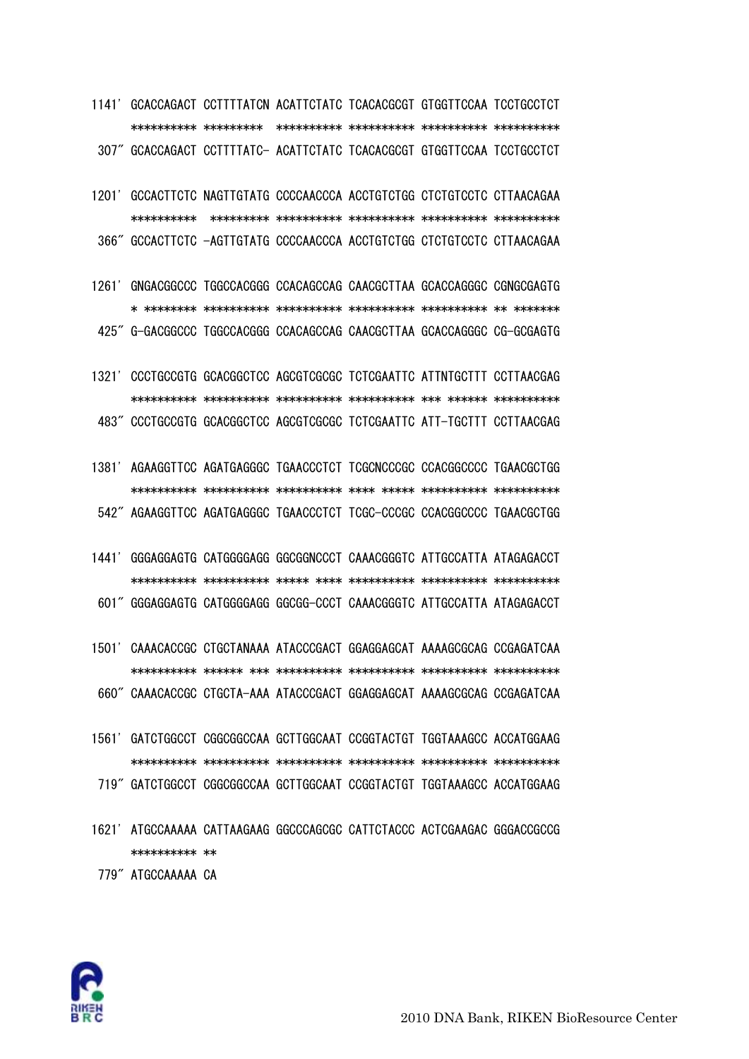```
1141' GCACCAGACT CCTTTTATCN ACATTCTATC TCACACGCGT GTGGTTCCAA TCCTGCCTCT
      ********** *********  ********** ********** ********** **********
 307" GCACCAGACT CCTTTTATC- ACATTCTATC TCACACGCGT GTGGTTCCAA TCCTGCCTCT

1201' GCCACTTCTC NAGTTGTATG CCCCAACCCA ACCTGTCTGG CTCTGTCCTC CTTAACAGAA
      **********  ********* ********** ********** ********** **********
 366" GCCACTTCTC -AGTTGTATG CCCCAACCCA ACCTGTCTGG CTCTGTCCTC CTTAACAGAA

1261' GNGACGGCCC TGGCCACGGG CCACAGCCAG CAACGCTTAA GCACCAGGGC CGNGCGAGTG
      * ******** ********** ********** ********** ********** ** *******
 425" G-GACGGCCC TGGCCACGGG CCACAGCCAG CAACGCTTAA GCACCAGGGC CG-GCGAGTG

1321' CCCTGCCGTG GCACGGCTCC AGCGTCGCGC TCTCGAATTC ATTNTGCTTT CCTTAACGAG
      ********** ********** ********** ********** *** ****** **********
 483" CCCTGCCGTG GCACGGCTCC AGCGTCGCGC TCTCGAATTC ATT-TGCTTT CCTTAACGAG

1381' AGAAGGTTCC AGATGAGGGC TGAACCCTCT TCGCNCCCGC CCACGGCCCC TGAACGCTGG
      ********** ********** ********** **** ***** ********** **********
 542" AGAAGGTTCC AGATGAGGGC TGAACCCTCT TCGC-CCCGC CCACGGCCCC TGAACGCTGG

1441' GGGAGGAGTG CATGGGGAGG GGCGGNCCCT CAAACGGGTC ATTGCCATTA ATAGAGACCT
      ********** ********** ***** **** ********** ********** **********
 601" GGGAGGAGTG CATGGGGAGG GGCGG-CCCT CAAACGGGTC ATTGCCATTA ATAGAGACCT

1501' CAAACACCGC CTGCTANAAA ATACCCGACT GGAGGAGCAT AAAAGCGCAG CCGAGATCAA
      ********** ****** *** ********** ********** ********** **********
 660" CAAACACCGC CTGCTA-AAA ATACCCGACT GGAGGAGCAT AAAAGCGCAG CCGAGATCAA

1561' GATCTGGCCT CGGCGGCCAA GCTTGGCAAT CCGGTACTGT TGGTAAAGCC ACCATGGAAG
      ********** ********** ********** ********** ********** **********
 719" GATCTGGCCT CGGCGGCCAA GCTTGGCAAT CCGGTACTGT TGGTAAAGCC ACCATGGAAG

1621' ATGCCAAAAA CATTAAGAAG GGCCCAGCGC CATTCTACCC ACTCGAAGAC GGGACCGCCG
      ********** **
 779" ATGCCAAAAA CA
```

2010 DNA Bank, RIKEN BioResource Center